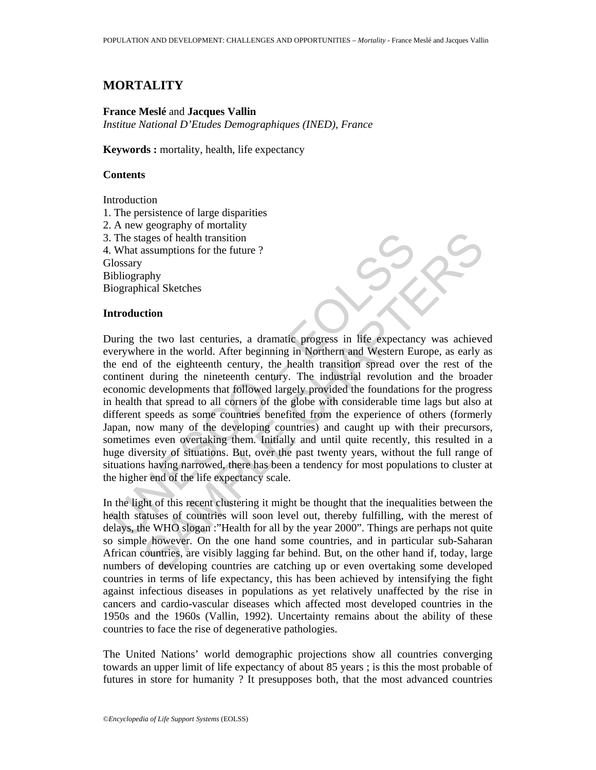# MORTALITY

**France Meslé** and **Jacques Vallin**

*Institue National D'Etudes Demographiques (INED), France*

**Keywords :** mortality, health, life expectancy

## Contents

Introduction
1. The persistence of large disparities
2. A new geography of mortality
3. The stages of health transition
4. What assumptions for the future ?

Glossary
Bibliography
Biographical Sketches

## Introduction

During the two last centuries, a dramatic progress in life expectancy was achieved everywhere in the world. After beginning in Northern and Western Europe, as early as the end of the eighteenth century, the health transition spread over the rest of the continent during the nineteenth century. The industrial revolution and the broader economic developments that followed largely provided the foundations for the progress in health that spread to all corners of the globe with considerable time lags but also at different speeds as some countries benefited from the experience of others (formerly Japan, now many of the developing countries) and caught up with their precursors, sometimes even overtaking them. Initially and until quite recently, this resulted in a huge diversity of situations. But, over the past twenty years, without the full range of situations having narrowed, there has been a tendency for most populations to cluster at the higher end of the life expectancy scale.

In the light of this recent clustering it might be thought that the inequalities between the health statuses of countries will soon level out, thereby fulfilling, with the merest of delays, the WHO slogan :"Health for all by the year 2000". Things are perhaps not quite so simple however. On the one hand some countries, and in particular sub-Saharan African countries, are visibly lagging far behind. But, on the other hand if, today, large numbers of developing countries are catching up or even overtaking some developed countries in terms of life expectancy, this has been achieved by intensifying the fight against infectious diseases in populations as yet relatively unaffected by the rise in cancers and cardio-vascular diseases which affected most developed countries in the 1950s and the 1960s (Vallin, 1992). Uncertainty remains about the ability of these countries to face the rise of degenerative pathologies.

The United Nations' world demographic projections show all countries converging towards an upper limit of life expectancy of about 85 years ; is this the most probable of futures in store for humanity ? It presupposes both, that the most advanced countries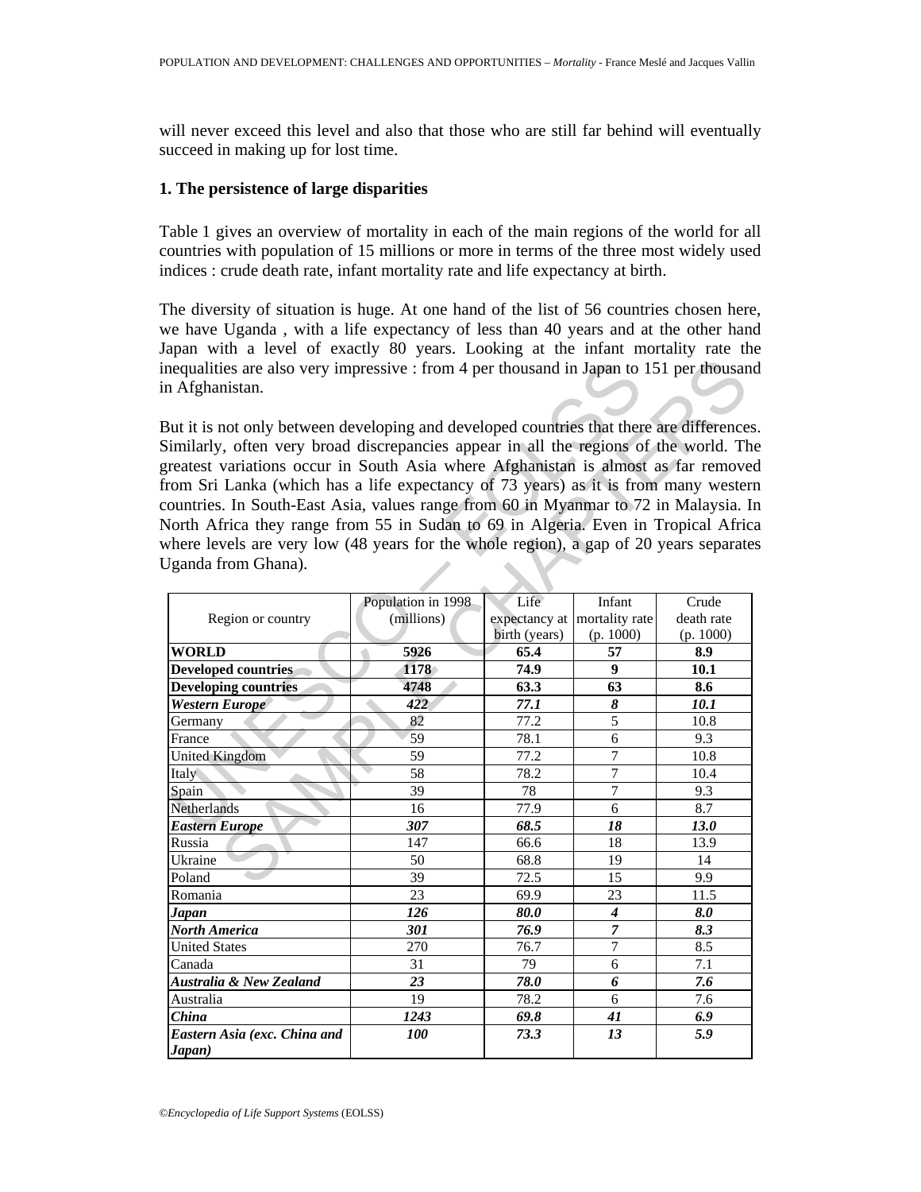will never exceed this level and also that those who are still far behind will eventually succeed in making up for lost time.

### 1. The persistence of large disparities

Table 1 gives an overview of mortality in each of the main regions of the world for all countries with population of 15 millions or more in terms of the three most widely used indices : crude death rate, infant mortality rate and life expectancy at birth.

The diversity of situation is huge. At one hand of the list of 56 countries chosen here, we have Uganda , with a life expectancy of less than 40 years and at the other hand Japan with a level of exactly 80 years. Looking at the infant mortality rate the inequalities are also very impressive : from 4 per thousand in Japan to 151 per thousand in Afghanistan.

But it is not only between developing and developed countries that there are differences. Similarly, often very broad discrepancies appear in all the regions of the world. The greatest variations occur in South Asia where Afghanistan is almost as far removed from Sri Lanka (which has a life expectancy of 73 years) as it is from many western countries. In South-East Asia, values range from 60 in Myanmar to 72 in Malaysia. In North Africa they range from 55 in Sudan to 69 in Algeria. Even in Tropical Africa where levels are very low (48 years for the whole region), a gap of 20 years separates Uganda from Ghana).

| Region or country | Population in 1998 (millions) | Life expectancy at birth (years) | Infant mortality rate (p. 1000) | Crude death rate (p. 1000) |
|---|---|---|---|---|
| **WORLD** | **5926** | **65.4** | **57** | **8.9** |
| **Developed countries** | **1178** | **74.9** | **9** | **10.1** |
| **Developing countries** | **4748** | **63.3** | **63** | **8.6** |
| ***Western Europe*** | ***422*** | ***77.1*** | ***8*** | ***10.1*** |
| Germany | 82 | 77.2 | 5 | 10.8 |
| France | 59 | 78.1 | 6 | 9.3 |
| United Kingdom | 59 | 77.2 | 7 | 10.8 |
| Italy | 58 | 78.2 | 7 | 10.4 |
| Spain | 39 | 78 | 7 | 9.3 |
| Netherlands | 16 | 77.9 | 6 | 8.7 |
| ***Eastern Europe*** | ***307*** | ***68.5*** | ***18*** | ***13.0*** |
| Russia | 147 | 66.6 | 18 | 13.9 |
| Ukraine | 50 | 68.8 | 19 | 14 |
| Poland | 39 | 72.5 | 15 | 9.9 |
| Romania | 23 | 69.9 | 23 | 11.5 |
| ***Japan*** | ***126*** | ***80.0*** | ***4*** | ***8.0*** |
| ***North America*** | ***301*** | ***76.9*** | ***7*** | ***8.3*** |
| United States | 270 | 76.7 | 7 | 8.5 |
| Canada | 31 | 79 | 6 | 7.1 |
| ***Australia & New Zealand*** | ***23*** | ***78.0*** | ***6*** | ***7.6*** |
| Australia | 19 | 78.2 | 6 | 7.6 |
| ***China*** | ***1243*** | ***69.8*** | ***41*** | ***6.9*** |
| ***Eastern Asia (exc. China and Japan)*** | ***100*** | ***73.3*** | ***13*** | ***5.9*** |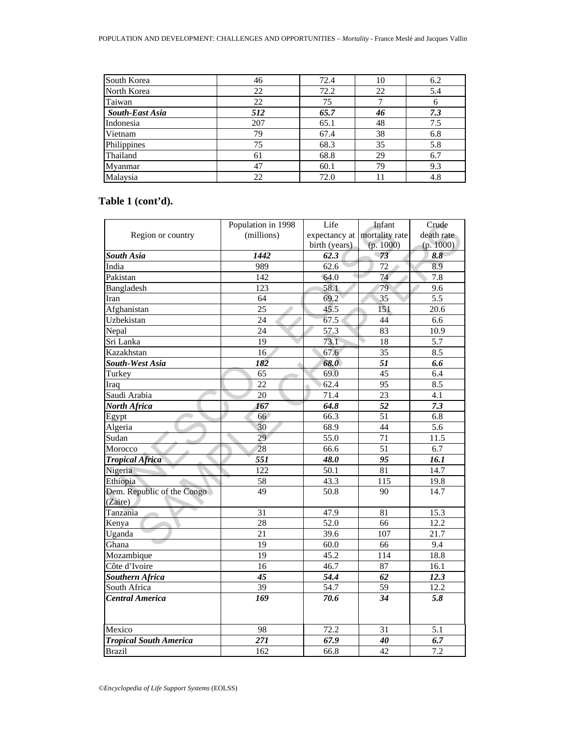| | | | | |
|---|---|---|---|---|
| South Korea | 46 | 72.4 | 10 | 6.2 |
| North Korea | 22 | 72.2 | 22 | 5.4 |
| Taiwan | 22 | 75 | 7 | 6 |
| ***South-East Asia*** | ***512*** | ***65.7*** | ***46*** | ***7.3*** |
| Indonesia | 207 | 65.1 | 48 | 7.5 |
| Vietnam | 79 | 67.4 | 38 | 6.8 |
| Philippines | 75 | 68.3 | 35 | 5.8 |
| Thailand | 61 | 68.8 | 29 | 6.7 |
| Myanmar | 47 | 60.1 | 79 | 9.3 |
| Malaysia | 22 | 72.0 | 11 | 4.8 |

## Table 1 (cont'd).

| Region or country | Population in 1998 (millions) | Life expectancy at birth (years) | Infant mortality rate (p. 1000) | Crude death rate (p. 1000) |
|---|---|---|---|---|
| ***South Asia*** | ***1442*** | ***62.3*** | ***73*** | ***8.8*** |
| India | 989 | 62.6 | 72 | 8.9 |
| Pakistan | 142 | 64.0 | 74 | 7.8 |
| Bangladesh | 123 | 58.1 | 79 | 9.6 |
| Iran | 64 | 69.2 | 35 | 5.5 |
| Afghanistan | 25 | 45.5 | 151 | 20.6 |
| Uzbekistan | 24 | 67.5 | 44 | 6.6 |
| Nepal | 24 | 57.3 | 83 | 10.9 |
| Sri Lanka | 19 | 73.1 | 18 | 5.7 |
| Kazakhstan | 16 | 67.6 | 35 | 8.5 |
| ***South-West Asia*** | ***182*** | ***68.0*** | ***51*** | ***6.6*** |
| Turkey | 65 | 69.0 | 45 | 6.4 |
| Iraq | 22 | 62.4 | 95 | 8.5 |
| Saudi Arabia | 20 | 71.4 | 23 | 4.1 |
| ***North Africa*** | ***167*** | ***64.8*** | ***52*** | ***7.3*** |
| Egypt | 66 | 66.3 | 51 | 6.8 |
| Algeria | 30 | 68.9 | 44 | 5.6 |
| Sudan | 29 | 55.0 | 71 | 11.5 |
| Morocco | 28 | 66.6 | 51 | 6.7 |
| ***Tropical Africa*** | ***551*** | ***48.0*** | ***95*** | ***16.1*** |
| Nigeria | 122 | 50.1 | 81 | 14.7 |
| Ethiopia | 58 | 43.3 | 115 | 19.8 |
| Dem. Republic of the Congo (Zaire) | 49 | 50.8 | 90 | 14.7 |
| Tanzania | 31 | 47.9 | 81 | 15.3 |
| Kenya | 28 | 52.0 | 66 | 12.2 |
| Uganda | 21 | 39.6 | 107 | 21.7 |
| Ghana | 19 | 60.0 | 66 | 9.4 |
| Mozambique | 19 | 45.2 | 114 | 18.8 |
| Côte d'Ivoire | 16 | 46.7 | 87 | 16.1 |
| ***Southern Africa*** | ***45*** | ***54.4*** | ***62*** | ***12.3*** |
| South Africa | 39 | 54.7 | 59 | 12.2 |
| ***Central America*** | ***169*** | ***70.6*** | ***34*** | ***5.8*** |
| Mexico | 98 | 72.2 | 31 | 5.1 |
| ***Tropical South America*** | ***271*** | ***67.9*** | ***40*** | ***6.7*** |
| Brazil | 162 | 66.8 | 42 | 7.2 |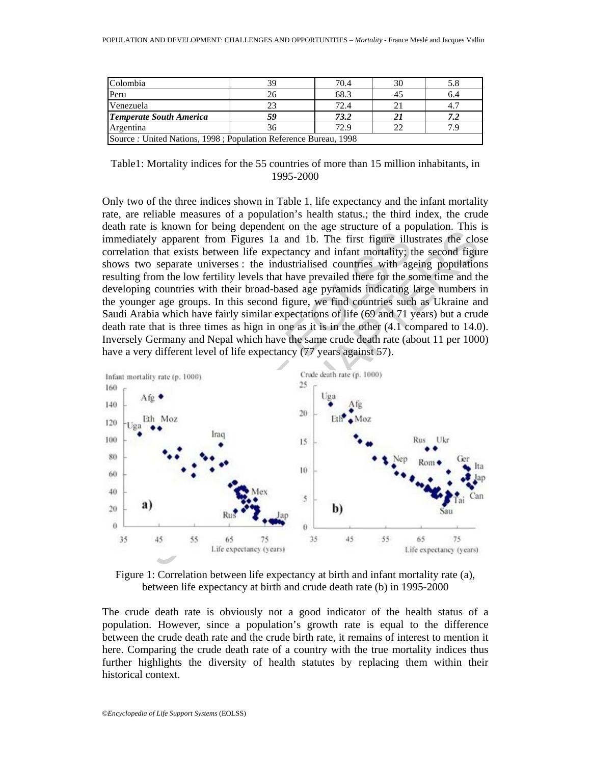| Colombia | 39 | 70.4 | 30 | 5.8 |
|---|---|---|---|---|
| Peru | 26 | 68.3 | 45 | 6.4 |
| Venezuela | 23 | 72.4 | 21 | 4.7 |
| ***Temperate South America*** | ***59*** | ***73.2*** | ***21*** | ***7.2*** |
| Argentina | 36 | 72.9 | 22 | 7.9 |
| Source *:* United Nations, 1998 ; Population Reference Bureau, 1998 | | | | |

Table1: Mortality indices for the 55 countries of more than 15 million inhabitants, in 1995-2000

Only two of the three indices shown in Table 1, life expectancy and the infant mortality rate, are reliable measures of a population's health status.; the third index, the crude death rate is known for being dependent on the age structure of a population. This is immediately apparent from Figures 1a and 1b. The first figure illustrates the close correlation that exists between life expectancy and infant mortality; the second figure shows two separate universes : the industrialised countries with ageing populations resulting from the low fertility levels that have prevailed there for the some time and the developing countries with their broad-based age pyramids indicating large numbers in the younger age groups. In this second figure, we find countries such as Ukraine and Saudi Arabia which have fairly similar expectations of life (69 and 71 years) but a crude death rate that is three times as hign in one as it is in the other (4.1 compared to 14.0). Inversely Germany and Nepal which have the same crude death rate (about 11 per 1000) have a very different level of life expectancy (77 years against 57).

Figure 1: Correlation between life expectancy at birth and infant mortality rate (a), between life expectancy at birth and crude death rate (b) in 1995-2000

The crude death rate is obviously not a good indicator of the health status of a population. However, since a population's growth rate is equal to the difference between the crude death rate and the crude birth rate, it remains of interest to mention it here. Comparing the crude death rate of a country with the true mortality indices thus further highlights the diversity of health statutes by replacing them within their historical context.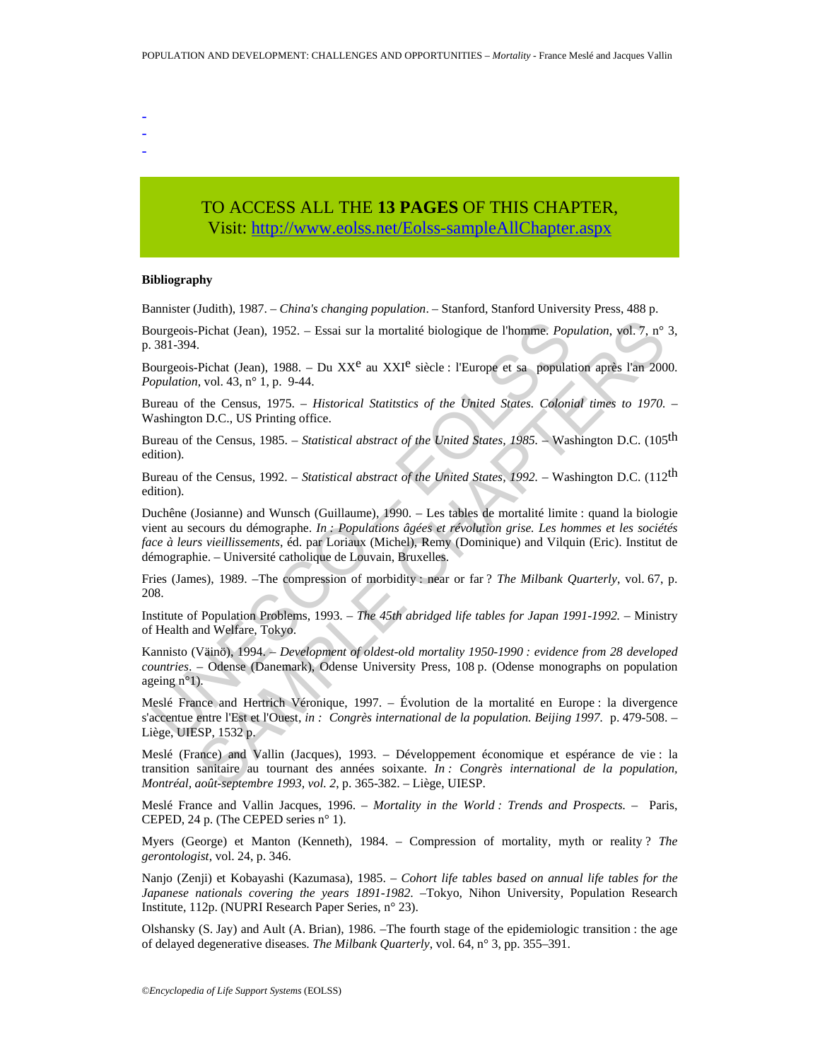-
-
-

TO ACCESS ALL THE **13 PAGES** OF THIS CHAPTER,
Visit: http://www.eolss.net/Eolss-sampleAllChapter.aspx

**Bibliography**

Bannister (Judith), 1987. – *China's changing population*. – Stanford, Stanford University Press, 488 p.

Bourgeois-Pichat (Jean), 1952. – Essai sur la mortalité biologique de l'homme. *Population*, vol. 7, n° 3, p. 381-394.

Bourgeois-Pichat (Jean), 1988. – Du XX$^{e}$ au XXI$^{e}$ siècle : l'Europe et sa population après l'an 2000. *Population*, vol. 43, n° 1, p. 9-44.

Bureau of the Census, 1975. – *Historical Statitstics of the United States. Colonial times to 1970.* – Washington D.C., US Printing office.

Bureau of the Census, 1985. – *Statistical abstract of the United States, 1985.* – Washington D.C. (105$^{th}$ edition).

Bureau of the Census, 1992. – *Statistical abstract of the United States, 1992.* – Washington D.C. (112$^{th}$ edition).

Duchêne (Josianne) and Wunsch (Guillaume), 1990. – Les tables de mortalité limite : quand la biologie vient au secours du démographe. *In : Populations âgées et révolution grise. Les hommes et les sociétés face à leurs vieillissements*, éd. par Loriaux (Michel), Remy (Dominique) and Vilquin (Eric). Institut de démographie. – Université catholique de Louvain, Bruxelles.

Fries (James), 1989. –The compression of morbidity : near or far ? *The Milbank Quarterly*, vol. 67, p. 208.

Institute of Population Problems, 1993. – *The 45th abridged life tables for Japan 1991-1992.* – Ministry of Health and Welfare, Tokyo.

Kannisto (Väinö), 1994. – *Development of oldest-old mortality 1950-1990 : evidence from 28 developed countries*. – Odense (Danemark), Odense University Press, 108 p. (Odense monographs on population ageing n°1).

Meslé France and Hertrich Véronique, 1997. – Évolution de la mortalité en Europe : la divergence s'accentue entre l'Est et l'Ouest, *in : Congrès international de la population. Beijing 1997.* p. 479-508. – Liège, UIESP, 1532 p.

Meslé (France) and Vallin (Jacques), 1993. – Développement économique et espérance de vie : la transition sanitaire au tournant des années soixante. *In : Congrès international de la population, Montréal, août-septembre 1993, vol. 2,* p. 365-382. – Liège, UIESP.

Meslé France and Vallin Jacques, 1996. – *Mortality in the World : Trends and Prospects.* – Paris, CEPED, 24 p. (The CEPED series n° 1).

Myers (George) et Manton (Kenneth), 1984. – Compression of mortality, myth or reality ? *The gerontologist*, vol. 24, p. 346.

Nanjo (Zenji) et Kobayashi (Kazumasa), 1985. – *Cohort life tables based on annual life tables for the Japanese nationals covering the years 1891-1982.* –Tokyo, Nihon University, Population Research Institute, 112p. (NUPRI Research Paper Series, n° 23).

Olshansky (S. Jay) and Ault (A. Brian), 1986. –The fourth stage of the epidemiologic transition : the age of delayed degenerative diseases. *The Milbank Quarterly*, vol. 64, n° 3, pp. 355–391.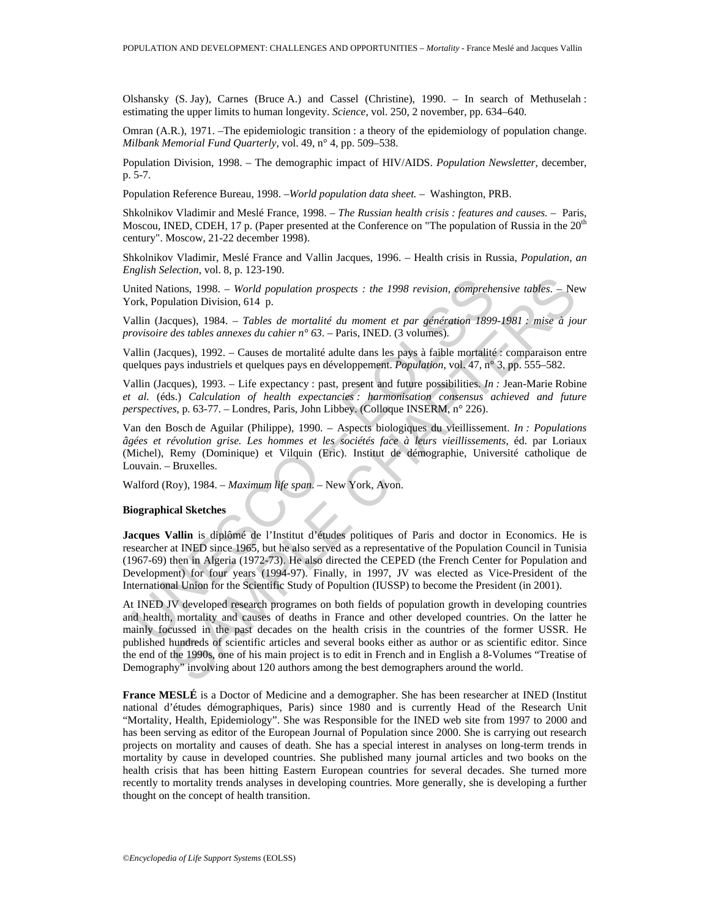Olshansky (S. Jay), Carnes (Bruce A.) and Cassel (Christine), 1990. – In search of Methuselah : estimating the upper limits to human longevity. *Science*, vol. 250, 2 november, pp. 634–640.

Omran (A.R.), 1971. –The epidemiologic transition : a theory of the epidemiology of population change. *Milbank Memorial Fund Quarterly*, vol. 49, n° 4, pp. 509–538.

Population Division, 1998. – The demographic impact of HIV/AIDS. *Population Newsletter*, december, p. 5-7.

Population Reference Bureau, 1998. –*World population data sheet.* – Washington, PRB.

Shkolnikov Vladimir and Meslé France, 1998. – *The Russian health crisis : features and causes.* – Paris, Moscou, INED, CDEH, 17 p. (Paper presented at the Conference on "The population of Russia in the 20th century". Moscow, 21-22 december 1998).

Shkolnikov Vladimir, Meslé France and Vallin Jacques, 1996. – Health crisis in Russia, *Population, an English Selection*, vol. 8, p. 123-190.

United Nations, 1998. – *World population prospects : the 1998 revision, comprehensive tables*. – New York, Population Division, 614 p.

Vallin (Jacques), 1984. – *Tables de mortalité du moment et par génération 1899-1981 : mise à jour provisoire des tables annexes du cahier n° 63*. – Paris, INED. (3 volumes).

Vallin (Jacques), 1992. – Causes de mortalité adulte dans les pays à faible mortalité : comparaison entre quelques pays industriels et quelques pays en développement. *Population*, vol. 47, n° 3, pp. 555–582.

Vallin (Jacques), 1993. – Life expectancy : past, present and future possibilities. *In :* Jean-Marie Robine *et al.* (éds.) *Calculation of health expectancies : harmonisation consensus achieved and future perspectives*, p. 63-77. – Londres, Paris, John Libbey. (Colloque INSERM, n° 226).

Van den Bosch de Aguilar (Philippe), 1990. – Aspects biologiques du vieillissement. *In : Populations âgées et révolution grise. Les hommes et les sociétés face à leurs vieillissements*, éd. par Loriaux (Michel), Remy (Dominique) et Vilquin (Eric). Institut de démographie, Université catholique de Louvain. – Bruxelles.

Walford (Roy), 1984. – *Maximum life span*. – New York, Avon.

**Biographical Sketches**

**Jacques Vallin** is diplômé de l'Institut d'études politiques of Paris and doctor in Economics. He is researcher at INED since 1965, but he also served as a representative of the Population Council in Tunisia (1967-69) then in Algeria (1972-73). He also directed the CEPED (the French Center for Population and Development) for four years (1994-97). Finally, in 1997, JV was elected as Vice-President of the International Union for the Scientific Study of Popultion (IUSSP) to become the President (in 2001).

At INED JV developed research programes on both fields of population growth in developing countries and health, mortality and causes of deaths in France and other developed countries. On the latter he mainly focussed in the past decades on the health crisis in the countries of the former USSR. He published hundreds of scientific articles and several books either as author or as scientific editor. Since the end of the 1990s, one of his main project is to edit in French and in English a 8-Volumes "Treatise of Demography" involving about 120 authors among the best demographers around the world.

**France MESLÉ** is a Doctor of Medicine and a demographer. She has been researcher at INED (Institut national d'études démographiques, Paris) since 1980 and is currently Head of the Research Unit "Mortality, Health, Epidemiology". She was Responsible for the INED web site from 1997 to 2000 and has been serving as editor of the European Journal of Population since 2000. She is carrying out research projects on mortality and causes of death. She has a special interest in analyses on long-term trends in mortality by cause in developed countries. She published many journal articles and two books on the health crisis that has been hitting Eastern European countries for several decades. She turned more recently to mortality trends analyses in developing countries. More generally, she is developing a further thought on the concept of health transition.